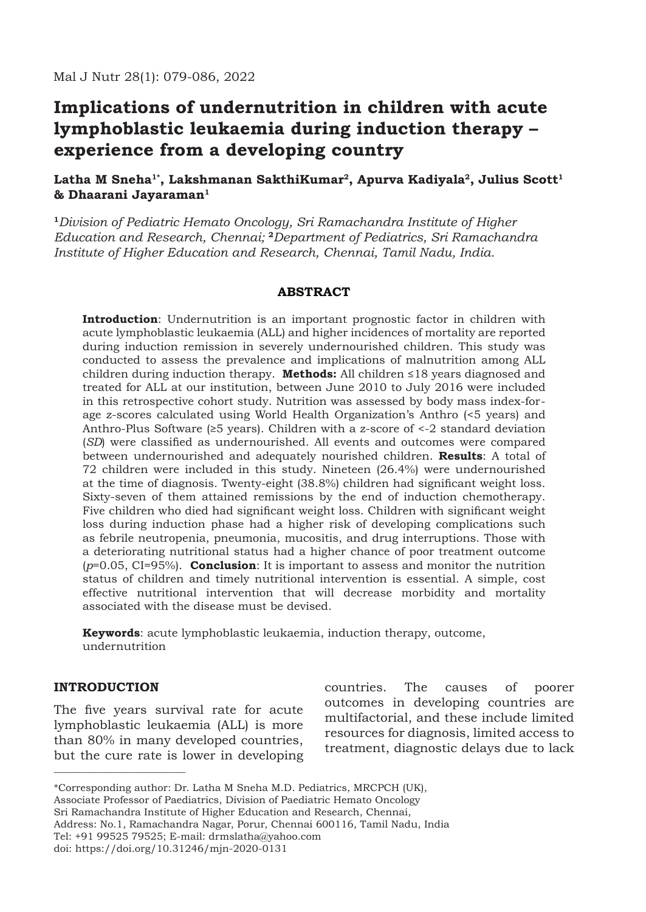# Implications of undernutrition in children with acute lymphoblastic leukaemia during induction therapy – experience from a developing country

**Latha M Sneha[1*], Lakshmanan SakthiKumar[2], Apurva Kadiyala[2], Julius Scott[1] & Dhaarani Jayaraman[1]**

[1]*Division of Pediatric Hemato Oncology, Sri Ramachandra Institute of Higher Education and Research, Chennai;* [2]*Department of Pediatrics, Sri Ramachandra Institute of Higher Education and Research, Chennai, Tamil Nadu, India.*

## ABSTRACT

**Introduction**: Undernutrition is an important prognostic factor in children with acute lymphoblastic leukaemia (ALL) and higher incidences of mortality are reported during induction remission in severely undernourished children. This study was conducted to assess the prevalence and implications of malnutrition among ALL children during induction therapy. **Methods:** All children ≤18 years diagnosed and treated for ALL at our institution, between June 2010 to July 2016 were included in this retrospective cohort study. Nutrition was assessed by body mass index-for-age z-scores calculated using World Health Organization's Anthro (<5 years) and Anthro-Plus Software (≥5 years). Children with a z-score of <-2 standard deviation (*SD*) were classified as undernourished. All events and outcomes were compared between undernourished and adequately nourished children. **Results**: A total of 72 children were included in this study. Nineteen (26.4%) were undernourished at the time of diagnosis. Twenty-eight (38.8%) children had significant weight loss. Sixty-seven of them attained remissions by the end of induction chemotherapy. Five children who died had significant weight loss. Children with significant weight loss during induction phase had a higher risk of developing complications such as febrile neutropenia, pneumonia, mucositis, and drug interruptions. Those with a deteriorating nutritional status had a higher chance of poor treatment outcome ($p$=0.05, CI=95%). **Conclusion**: It is important to assess and monitor the nutrition status of children and timely nutritional intervention is essential. A simple, cost effective nutritional intervention that will decrease morbidity and mortality associated with the disease must be devised.

**Keywords**: acute lymphoblastic leukaemia, induction therapy, outcome, undernutrition

## INTRODUCTION

The five years survival rate for acute lymphoblastic leukaemia (ALL) is more than 80% in many developed countries, but the cure rate is lower in developing countries. The causes of poorer outcomes in developing countries are multifactorial, and these include limited resources for diagnosis, limited access to treatment, diagnostic delays due to lack

---

*Corresponding author: Dr. Latha M Sneha M.D. Pediatrics, MRCPCH (UK),
Associate Professor of Paediatrics, Division of Paediatric Hemato Oncology
Sri Ramachandra Institute of Higher Education and Research, Chennai,
Address: No.1, Ramachandra Nagar, Porur, Chennai 600116, Tamil Nadu, India
Tel: +91 99525 79525; E-mail: drmslatha@yahoo.com
doi: https://doi.org/10.31246/mjn-2020-0131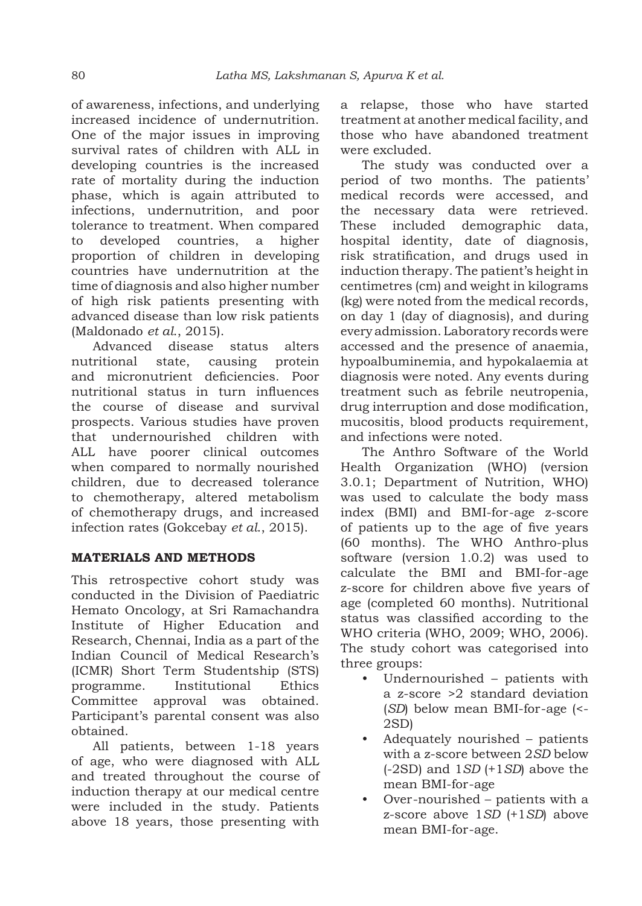of awareness, infections, and underlying increased incidence of undernutrition. One of the major issues in improving survival rates of children with ALL in developing countries is the increased rate of mortality during the induction phase, which is again attributed to infections, undernutrition, and poor tolerance to treatment. When compared to developed countries, a higher proportion of children in developing countries have undernutrition at the time of diagnosis and also higher number of high risk patients presenting with advanced disease than low risk patients (Maldonado *et al.*, 2015).

Advanced disease status alters nutritional state, causing protein and micronutrient deficiencies. Poor nutritional status in turn influences the course of disease and survival prospects. Various studies have proven that undernourished children with ALL have poorer clinical outcomes when compared to normally nourished children, due to decreased tolerance to chemotherapy, altered metabolism of chemotherapy drugs, and increased infection rates (Gokcebay *et al.*, 2015).

## MATERIALS AND METHODS

This retrospective cohort study was conducted in the Division of Paediatric Hemato Oncology, at Sri Ramachandra Institute of Higher Education and Research, Chennai, India as a part of the Indian Council of Medical Research's (ICMR) Short Term Studentship (STS) programme. Institutional Ethics Committee approval was obtained. Participant's parental consent was also obtained.

All patients, between 1-18 years of age, who were diagnosed with ALL and treated throughout the course of induction therapy at our medical centre were included in the study. Patients above 18 years, those presenting with a relapse, those who have started treatment at another medical facility, and those who have abandoned treatment were excluded.

The study was conducted over a period of two months. The patients' medical records were accessed, and the necessary data were retrieved. These included demographic data, hospital identity, date of diagnosis, risk stratification, and drugs used in induction therapy. The patient's height in centimetres (cm) and weight in kilograms (kg) were noted from the medical records, on day 1 (day of diagnosis), and during every admission. Laboratory records were accessed and the presence of anaemia, hypoalbuminemia, and hypokalaemia at diagnosis were noted. Any events during treatment such as febrile neutropenia, drug interruption and dose modification, mucositis, blood products requirement, and infections were noted.

The Anthro Software of the World Health Organization (WHO) (version 3.0.1; Department of Nutrition, WHO) was used to calculate the body mass index (BMI) and BMI-for-age z-score of patients up to the age of five years (60 months). The WHO Anthro-plus software (version 1.0.2) was used to calculate the BMI and BMI-for-age z-score for children above five years of age (completed 60 months). Nutritional status was classified according to the WHO criteria (WHO, 2009; WHO, 2006). The study cohort was categorised into three groups:

- Undernourished – patients with a z-score >2 standard deviation (*SD*) below mean BMI-for-age (<-2SD)
- Adequately nourished – patients with a z-score between 2*SD* below (-2SD) and 1*SD* (+1*SD*) above the mean BMI-for-age
- Over-nourished – patients with a z-score above 1*SD* (+1*SD*) above mean BMI-for-age.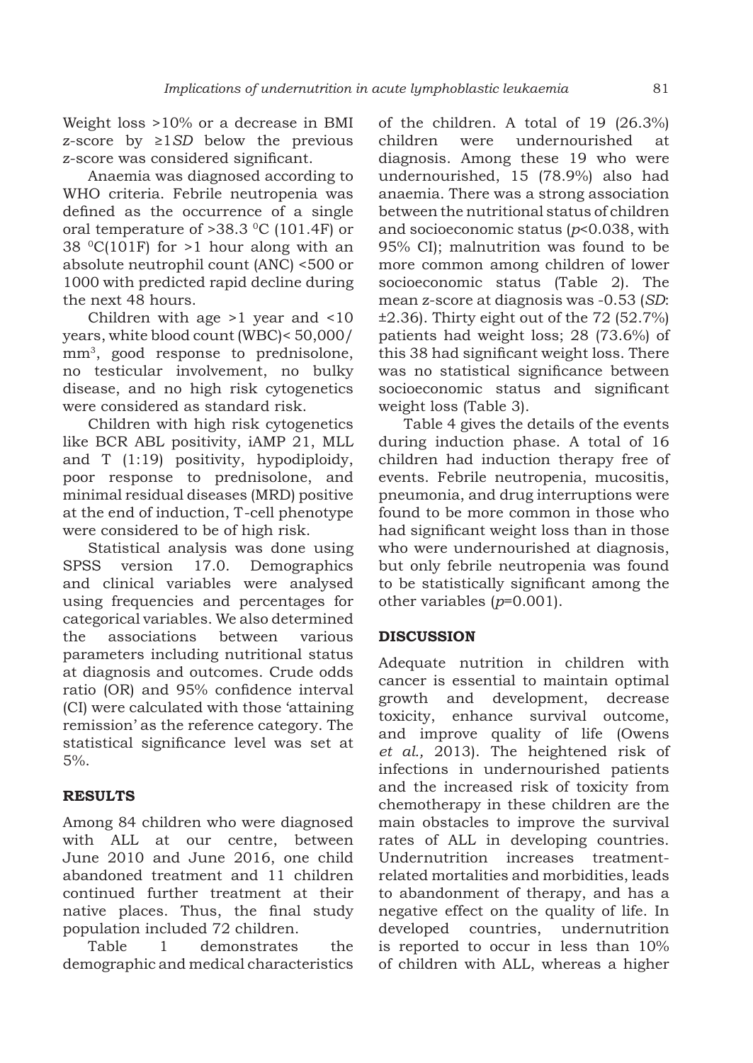Weight loss >10% or a decrease in BMI z-score by ≥1*SD* below the previous z-score was considered significant.

Anaemia was diagnosed according to WHO criteria. Febrile neutropenia was defined as the occurrence of a single oral temperature of >38.3 $^{0}$C (101.4F) or 38 $^{0}$C(101F) for >1 hour along with an absolute neutrophil count (ANC) <500 or 1000 with predicted rapid decline during the next 48 hours.

Children with age >1 year and <10 years, white blood count (WBC)< 50,000/mm$^3$, good response to prednisolone, no testicular involvement, no bulky disease, and no high risk cytogenetics were considered as standard risk.

Children with high risk cytogenetics like BCR ABL positivity, iAMP 21, MLL and T (1:19) positivity, hypodiploidy, poor response to prednisolone, and minimal residual diseases (MRD) positive at the end of induction, T-cell phenotype were considered to be of high risk.

Statistical analysis was done using SPSS version 17.0. Demographics and clinical variables were analysed using frequencies and percentages for categorical variables. We also determined the associations between various parameters including nutritional status at diagnosis and outcomes. Crude odds ratio (OR) and 95% confidence interval (CI) were calculated with those 'attaining remission' as the reference category. The statistical significance level was set at 5%.

## RESULTS

Among 84 children who were diagnosed with ALL at our centre, between June 2010 and June 2016, one child abandoned treatment and 11 children continued further treatment at their native places. Thus, the final study population included 72 children.

Table 1 demonstrates the demographic and medical characteristics of the children. A total of 19 (26.3%) children were undernourished at diagnosis. Among these 19 who were undernourished, 15 (78.9%) also had anaemia. There was a strong association between the nutritional status of children and socioeconomic status ($p$<0.038, with 95% CI); malnutrition was found to be more common among children of lower socioeconomic status (Table 2). The mean z-score at diagnosis was -0.53 (*SD*: ±2.36). Thirty eight out of the 72 (52.7%) patients had weight loss; 28 (73.6%) of this 38 had significant weight loss. There was no statistical significance between socioeconomic status and significant weight loss (Table 3).

Table 4 gives the details of the events during induction phase. A total of 16 children had induction therapy free of events. Febrile neutropenia, mucositis, pneumonia, and drug interruptions were found to be more common in those who had significant weight loss than in those who were undernourished at diagnosis, but only febrile neutropenia was found to be statistically significant among the other variables ($p$=0.001).

## DISCUSSION

Adequate nutrition in children with cancer is essential to maintain optimal growth and development, decrease toxicity, enhance survival outcome, and improve quality of life (Owens *et al.,* 2013). The heightened risk of infections in undernourished patients and the increased risk of toxicity from chemotherapy in these children are the main obstacles to improve the survival rates of ALL in developing countries. Undernutrition increases treatment-related mortalities and morbidities, leads to abandonment of therapy, and has a negative effect on the quality of life. In developed countries, undernutrition is reported to occur in less than 10% of children with ALL, whereas a higher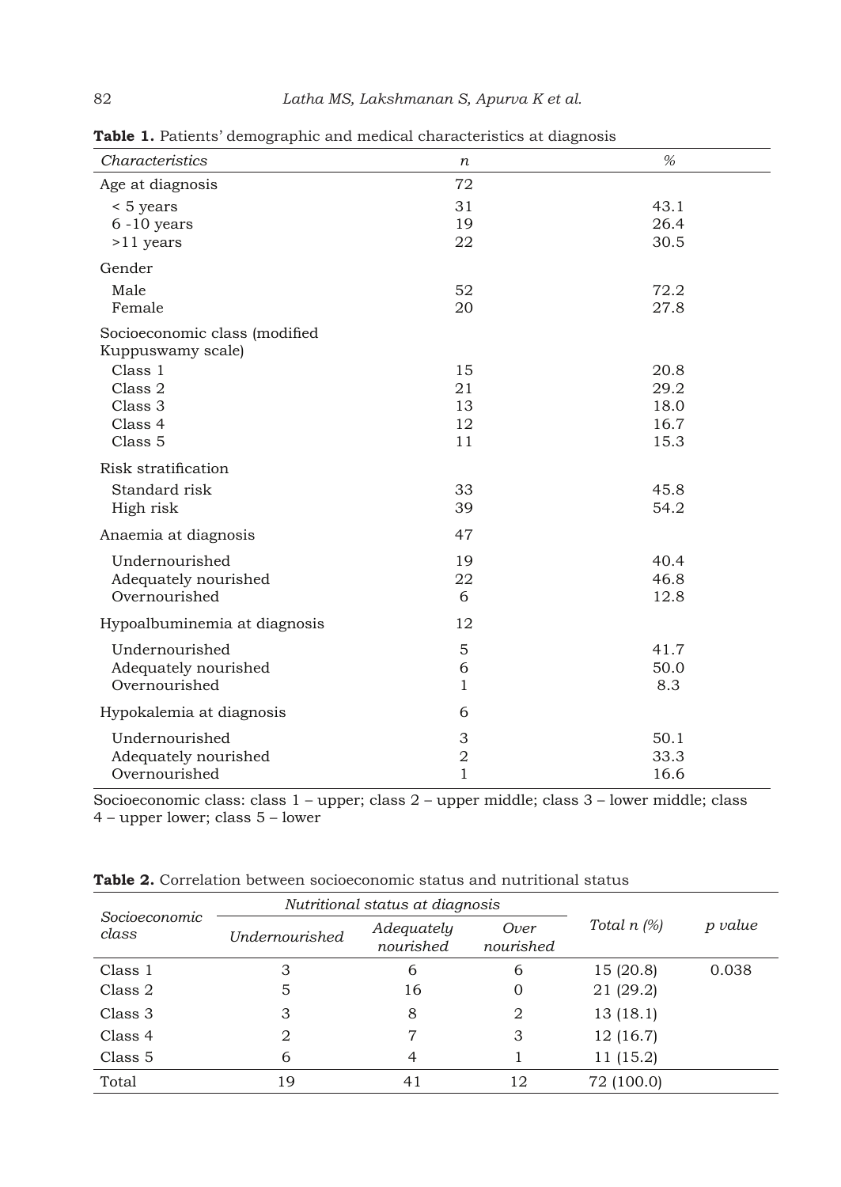**Table 1.** Patients' demographic and medical characteristics at diagnosis

| *Characteristics* | *n* | *%* |
|---|---|---|
| Age at diagnosis | 72 | |
| < 5 years | 31 | 43.1 |
| 6 -10 years | 19 | 26.4 |
| >11 years | 22 | 30.5 |
| Gender | | |
| Male | 52 | 72.2 |
| Female | 20 | 27.8 |
| Socioeconomic class (modified Kuppuswamy scale) | | |
| Class 1 | 15 | 20.8 |
| Class 2 | 21 | 29.2 |
| Class 3 | 13 | 18.0 |
| Class 4 | 12 | 16.7 |
| Class 5 | 11 | 15.3 |
| Risk stratification | | |
| Standard risk | 33 | 45.8 |
| High risk | 39 | 54.2 |
| Anaemia at diagnosis | 47 | |
| Undernourished | 19 | 40.4 |
| Adequately nourished | 22 | 46.8 |
| Overnourished | 6 | 12.8 |
| Hypoalbuminemia at diagnosis | 12 | |
| Undernourished | 5 | 41.7 |
| Adequately nourished | 6 | 50.0 |
| Overnourished | 1 | 8.3 |
| Hypokalemia at diagnosis | 6 | |
| Undernourished | 3 | 50.1 |
| Adequately nourished | 2 | 33.3 |
| Overnourished | 1 | 16.6 |

Socioeconomic class: class 1 – upper; class 2 – upper middle; class 3 – lower middle; class 4 – upper lower; class 5 – lower

**Table 2.** Correlation between socioeconomic status and nutritional status

| *Socioeconomic class* | *Nutritional status at diagnosis* | | | *Total n (%)* | *p value* |
|---|---|---|---|---|---|
| | *Undernourished* | *Adequately nourished* | *Over nourished* | | |
| Class 1 | 3 | 6 | 6 | 15 (20.8) | 0.038 |
| Class 2 | 5 | 16 | 0 | 21 (29.2) | |
| Class 3 | 3 | 8 | 2 | 13 (18.1) | |
| Class 4 | 2 | 7 | 3 | 12 (16.7) | |
| Class 5 | 6 | 4 | 1 | 11 (15.2) | |
| Total | 19 | 41 | 12 | 72 (100.0) | |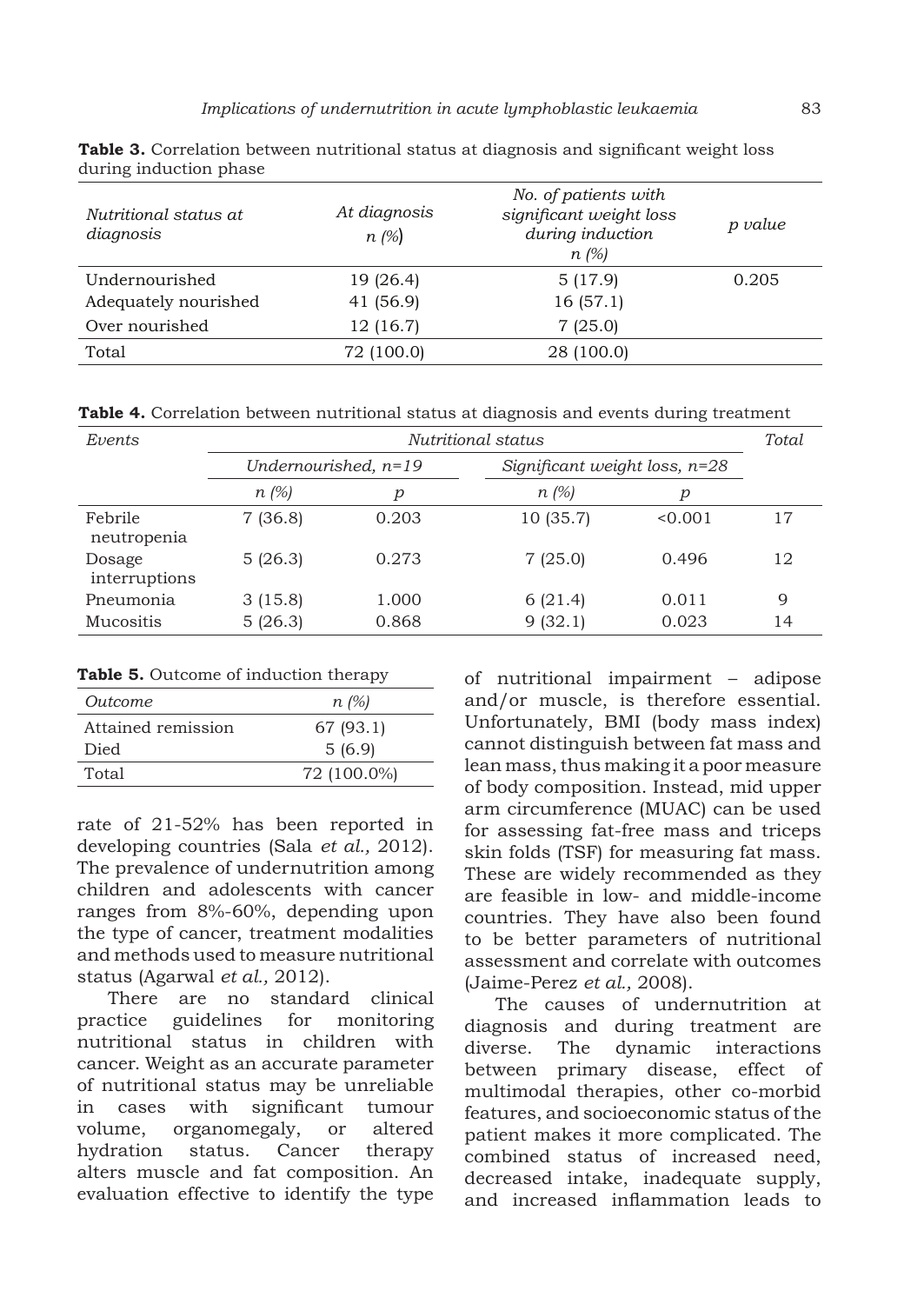**Table 3.** Correlation between nutritional status at diagnosis and significant weight loss during induction phase

| *Nutritional status at diagnosis* | *At diagnosis n (%)* | *No. of patients with significant weight loss during induction n (%)* | *p value* |
|---|---|---|---|
| Undernourished | 19 (26.4) | 5 (17.9) | 0.205 |
| Adequately nourished | 41 (56.9) | 16 (57.1) | |
| Over nourished | 12 (16.7) | 7 (25.0) | |
| Total | 72 (100.0) | 28 (100.0) | |

**Table 4.** Correlation between nutritional status at diagnosis and events during treatment

| *Events* | *Nutritional status* | | | | *Total* |
|---|---|---|---|---|---|
| | *Undernourished, n=19* | | *Significant weight loss, n=28* | | |
| | *n (%)* | *p* | *n (%)* | *p* | |
| Febrile neutropenia | 7 (36.8) | 0.203 | 10 (35.7) | <0.001 | 17 |
| Dosage interruptions | 5 (26.3) | 0.273 | 7 (25.0) | 0.496 | 12 |
| Pneumonia | 3 (15.8) | 1.000 | 6 (21.4) | 0.011 | 9 |
| Mucositis | 5 (26.3) | 0.868 | 9 (32.1) | 0.023 | 14 |

**Table 5.** Outcome of induction therapy

| *Outcome* | *n (%)* |
|---|---|
| Attained remission | 67 (93.1) |
| Died | 5 (6.9) |
| Total | 72 (100.0%) |

rate of 21-52% has been reported in developing countries (Sala *et al.,* 2012). The prevalence of undernutrition among children and adolescents with cancer ranges from 8%-60%, depending upon the type of cancer, treatment modalities and methods used to measure nutritional status (Agarwal *et al.,* 2012).

There are no standard clinical practice guidelines for monitoring nutritional status in children with cancer. Weight as an accurate parameter of nutritional status may be unreliable in cases with significant tumour volume, organomegaly, or altered hydration status. Cancer therapy alters muscle and fat composition. An evaluation effective to identify the type of nutritional impairment – adipose and/or muscle, is therefore essential. Unfortunately, BMI (body mass index) cannot distinguish between fat mass and lean mass, thus making it a poor measure of body composition. Instead, mid upper arm circumference (MUAC) can be used for assessing fat-free mass and triceps skin folds (TSF) for measuring fat mass. These are widely recommended as they are feasible in low- and middle-income countries. They have also been found to be better parameters of nutritional assessment and correlate with outcomes (Jaime-Perez *et al.,* 2008).

The causes of undernutrition at diagnosis and during treatment are diverse. The dynamic interactions between primary disease, effect of multimodal therapies, other co-morbid features, and socioeconomic status of the patient makes it more complicated. The combined status of increased need, decreased intake, inadequate supply, and increased inflammation leads to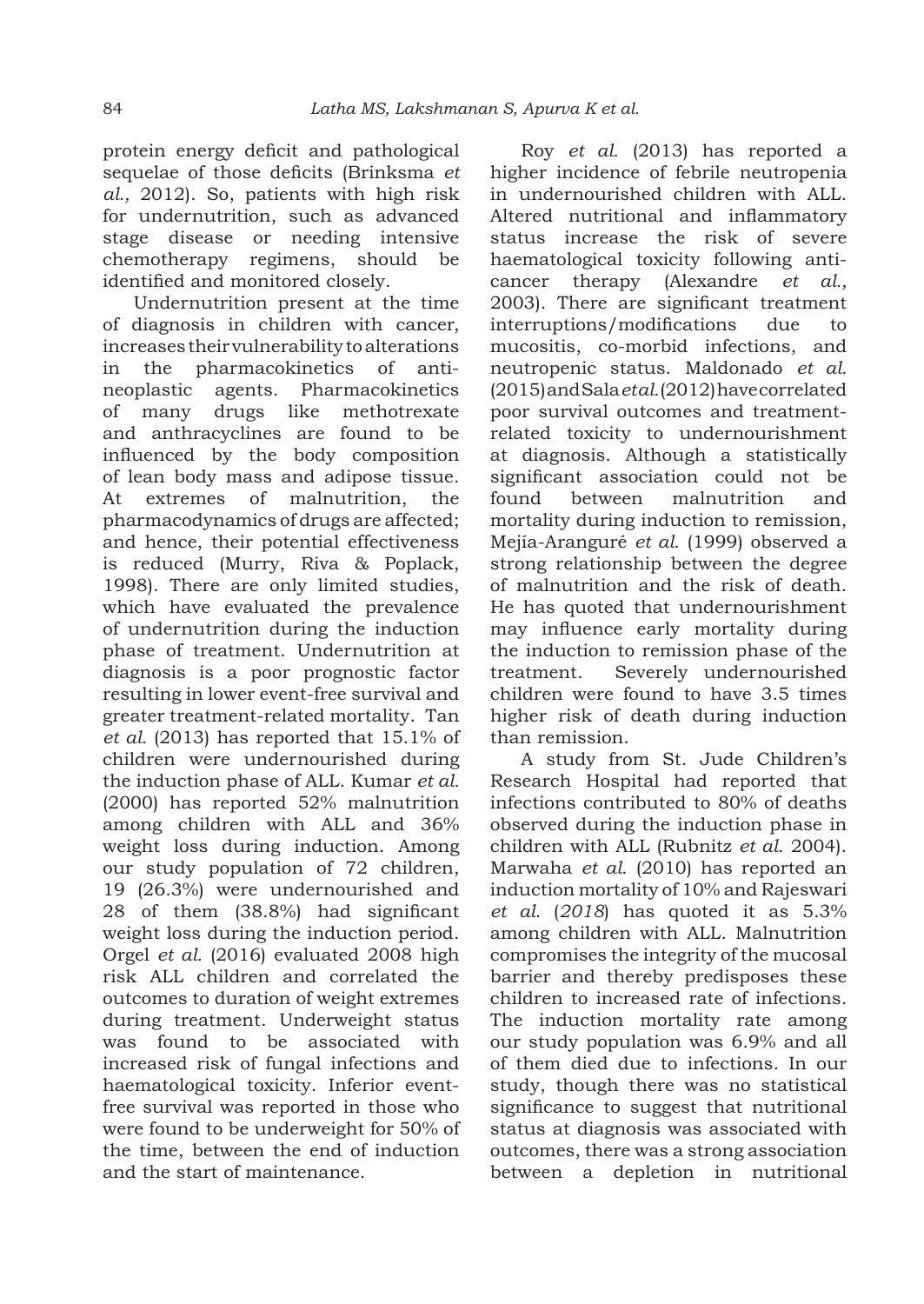protein energy deficit and pathological sequelae of those deficits (Brinksma *et al.,* 2012). So, patients with high risk for undernutrition, such as advanced stage disease or needing intensive chemotherapy regimens, should be identified and monitored closely.

Undernutrition present at the time of diagnosis in children with cancer, increases their vulnerability to alterations in the pharmacokinetics of anti-neoplastic agents. Pharmacokinetics of many drugs like methotrexate and anthracyclines are found to be influenced by the body composition of lean body mass and adipose tissue. At extremes of malnutrition, the pharmacodynamics of drugs are affected; and hence, their potential effectiveness is reduced (Murry, Riva & Poplack, 1998). There are only limited studies, which have evaluated the prevalence of undernutrition during the induction phase of treatment. Undernutrition at diagnosis is a poor prognostic factor resulting in lower event-free survival and greater treatment-related mortality. Tan *et al.* (2013) has reported that 15.1% of children were undernourished during the induction phase of ALL. Kumar *et al.* (2000) has reported 52% malnutrition among children with ALL and 36% weight loss during induction. Among our study population of 72 children, 19 (26.3%) were undernourished and 28 of them (38.8%) had significant weight loss during the induction period. Orgel *et al.* (2016) evaluated 2008 high risk ALL children and correlated the outcomes to duration of weight extremes during treatment. Underweight status was found to be associated with increased risk of fungal infections and haematological toxicity. Inferior event-free survival was reported in those who were found to be underweight for 50% of the time, between the end of induction and the start of maintenance.

Roy *et al.* (2013) has reported a higher incidence of febrile neutropenia in undernourished children with ALL. Altered nutritional and inflammatory status increase the risk of severe haematological toxicity following anti-cancer therapy (Alexandre *et al.,* 2003). There are significant treatment interruptions/modifications due to mucositis, co-morbid infections, and neutropenic status. Maldonado *et al.* (2015) and Sala *et al.* (2012) have correlated poor survival outcomes and treatment-related toxicity to undernourishment at diagnosis. Although a statistically significant association could not be found between malnutrition and mortality during induction to remission, Mejía-Aranguré *et al.* (1999) observed a strong relationship between the degree of malnutrition and the risk of death. He has quoted that undernourishment may influence early mortality during the induction to remission phase of the treatment. Severely undernourished children were found to have 3.5 times higher risk of death during induction than remission.

A study from St. Jude Children's Research Hospital had reported that infections contributed to 80% of deaths observed during the induction phase in children with ALL (Rubnitz *et al.* 2004). Marwaha *et al.* (2010) has reported an induction mortality of 10% and Rajeswari *et al.* (*2018*) has quoted it as 5.3% among children with ALL. Malnutrition compromises the integrity of the mucosal barrier and thereby predisposes these children to increased rate of infections. The induction mortality rate among our study population was 6.9% and all of them died due to infections. In our study, though there was no statistical significance to suggest that nutritional status at diagnosis was associated with outcomes, there was a strong association between a depletion in nutritional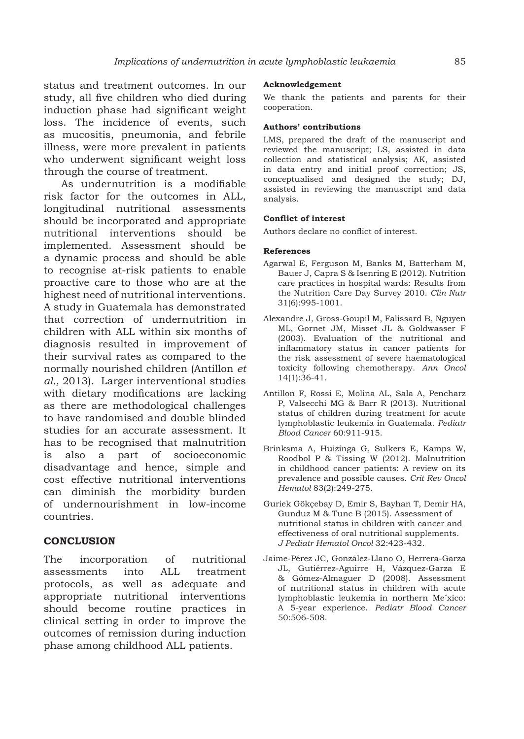status and treatment outcomes. In our study, all five children who died during induction phase had significant weight loss. The incidence of events, such as mucositis, pneumonia, and febrile illness, were more prevalent in patients who underwent significant weight loss through the course of treatment.

As undernutrition is a modifiable risk factor for the outcomes in ALL, longitudinal nutritional assessments should be incorporated and appropriate nutritional interventions should be implemented. Assessment should be a dynamic process and should be able to recognise at-risk patients to enable proactive care to those who are at the highest need of nutritional interventions. A study in Guatemala has demonstrated that correction of undernutrition in children with ALL within six months of diagnosis resulted in improvement of their survival rates as compared to the normally nourished children (Antillon *et al.,* 2013). Larger interventional studies with dietary modifications are lacking as there are methodological challenges to have randomised and double blinded studies for an accurate assessment. It has to be recognised that malnutrition is also a part of socioeconomic disadvantage and hence, simple and cost effective nutritional interventions can diminish the morbidity burden of undernourishment in low-income countries.

## CONCLUSION

The incorporation of nutritional assessments into ALL treatment protocols, as well as adequate and appropriate nutritional interventions should become routine practices in clinical setting in order to improve the outcomes of remission during induction phase among childhood ALL patients.

### Acknowledgement

We thank the patients and parents for their cooperation.

### Authors' contributions

LMS, prepared the draft of the manuscript and reviewed the manuscript; LS, assisted in data collection and statistical analysis; AK, assisted in data entry and initial proof correction; JS, conceptualised and designed the study; DJ, assisted in reviewing the manuscript and data analysis.

### Conflict of interest

Authors declare no conflict of interest.

### References

Agarwal E, Ferguson M, Banks M, Batterham M, Bauer J, Capra S & Isenring E (2012). Nutrition care practices in hospital wards: Results from the Nutrition Care Day Survey 2010. *Clin Nutr* 31(6):995-1001.

Alexandre J, Gross-Goupil M, Falissard B, Nguyen ML, Gornet JM, Misset JL & Goldwasser F (2003). Evaluation of the nutritional and inflammatory status in cancer patients for the risk assessment of severe haematological toxicity following chemotherapy. *Ann Oncol* 14(1):36-41.

Antillon F, Rossi E, Molina AL, Sala A, Pencharz P, Valsecchi MG & Barr R (2013). Nutritional status of children during treatment for acute lymphoblastic leukemia in Guatemala. *Pediatr Blood Cancer* 60:911-915.

Brinksma A, Huizinga G, Sulkers E, Kamps W, Roodbol P & Tissing W (2012). Malnutrition in childhood cancer patients: A review on its prevalence and possible causes. *Crit Rev Oncol Hematol* 83(2):249-275.

Guriek Gökçebay D, Emir S, Bayhan T, Demir HA, Gunduz M & Tunc B (2015). Assessment of nutritional status in children with cancer and effectiveness of oral nutritional supplements. *J Pediatr Hematol Oncol* 32:423-432.

Jaime-Pérez JC, González-Llano O, Herrera-Garza JL, Gutiérrez-Aguirre H, Vázquez-Garza E & Gómez-Almaguer D (2008). Assessment of nutritional status in children with acute lymphoblastic leukemia in northern Me´xico: A 5-year experience. *Pediatr Blood Cancer* 50:506-508.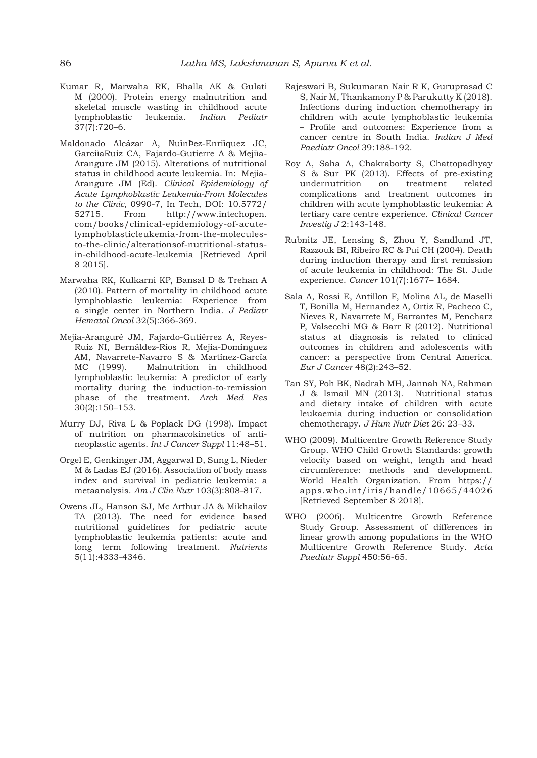Kumar R, Marwaha RK, Bhalla AK & Gulati M (2000). Protein energy malnutrition and skeletal muscle wasting in childhood acute lymphoblastic leukemia. *Indian Pediatr* 37(7):720–6.

Maldonado Alcázar A, NuìnÞez-Enriìquez JC, GarciìaRuiz CA, Fajardo-Gutierre A & Mejiìa-Arangure JM (2015). Alterations of nutritional status in childhood acute leukemia. In: Mejia-Arangure JM (Ed). *Clinical Epidemiology of Acute Lymphoblastic Leukemia-From Molecules to the Clinic*, 0990-7, In Tech, DOI: 10.5772/ 52715. From http://www.intechopen. com/books/clinical-epidemiology-of-acute-lymphoblasticleukemia-from-the-molecules-to-the-clinic/alterationsof-nutritional-status-in-childhood-acute-leukemia [Retrieved April 8 2015].

Marwaha RK, Kulkarni KP, Bansal D & Trehan A (2010). Pattern of mortality in childhood acute lymphoblastic leukemia: Experience from a single center in Northern India. *J Pediatr Hematol Oncol* 32(5):366-369.

Mejía-Aranguré JM, Fajardo-Gutiérrez A, Reyes-Ruíz NI, Bernáldez-Ríos R, Mejía-Domínguez AM, Navarrete-Navarro S & Martínez-García MC (1999). Malnutrition in childhood lymphoblastic leukemia: A predictor of early mortality during the induction-to-remission phase of the treatment. *Arch Med Res* 30(2):150–153.

Murry DJ, Riva L & Poplack DG (1998). Impact of nutrition on pharmacokinetics of anti-neoplastic agents. *Int J Cancer Suppl* 11:48–51.

Orgel E, Genkinger JM, Aggarwal D, Sung L, Nieder M & Ladas EJ (2016). Association of body mass index and survival in pediatric leukemia: a metaanalysis. *Am J Clin Nutr* 103(3):808-817.

Owens JL, Hanson SJ, Mc Arthur JA & Mikhailov TA (2013). The need for evidence based nutritional guidelines for pediatric acute lymphoblastic leukemia patients: acute and long term following treatment. *Nutrients* 5(11):4333-4346.

Rajeswari B, Sukumaran Nair R K, Guruprasad C S, Nair M, Thankamony P & Parukutty K (2018). Infections during induction chemotherapy in children with acute lymphoblastic leukemia – Profile and outcomes: Experience from a cancer centre in South India. *Indian J Med Paediatr Oncol* 39:188-192.

Roy A, Saha A, Chakraborty S, Chattopadhyay S & Sur PK (2013). Effects of pre-existing undernutrition on treatment related complications and treatment outcomes in children with acute lymphoblastic leukemia: A tertiary care centre experience. *Clinical Cancer Investig J* 2:143-148.

Rubnitz JE, Lensing S, Zhou Y, Sandlund JT, Razzouk BI, Ribeiro RC & Pui CH (2004). Death during induction therapy and first remission of acute leukemia in childhood: The St. Jude experience. *Cancer* 101(7):1677– 1684.

Sala A, Rossi E, Antillon F, Molina AL, de Maselli T, Bonilla M, Hernandez A, Ortiz R, Pacheco C, Nieves R, Navarrete M, Barrantes M, Pencharz P, Valsecchi MG & Barr R (2012). Nutritional status at diagnosis is related to clinical outcomes in children and adolescents with cancer: a perspective from Central America. *Eur J Cancer* 48(2):243–52.

Tan SY, Poh BK, Nadrah MH, Jannah NA, Rahman J & Ismail MN (2013). Nutritional status and dietary intake of children with acute leukaemia during induction or consolidation chemotherapy. *J Hum Nutr Diet* 26: 23–33.

WHO (2009). Multicentre Growth Reference Study Group. WHO Child Growth Standards: growth velocity based on weight, length and head circumference: methods and development. World Health Organization. From https:// apps.who.int/iris/handle/10665/44026 [Retrieved September 8 2018].

WHO (2006). Multicentre Growth Reference Study Group. Assessment of differences in linear growth among populations in the WHO Multicentre Growth Reference Study. *Acta Paediatr Suppl* 450:56-65.